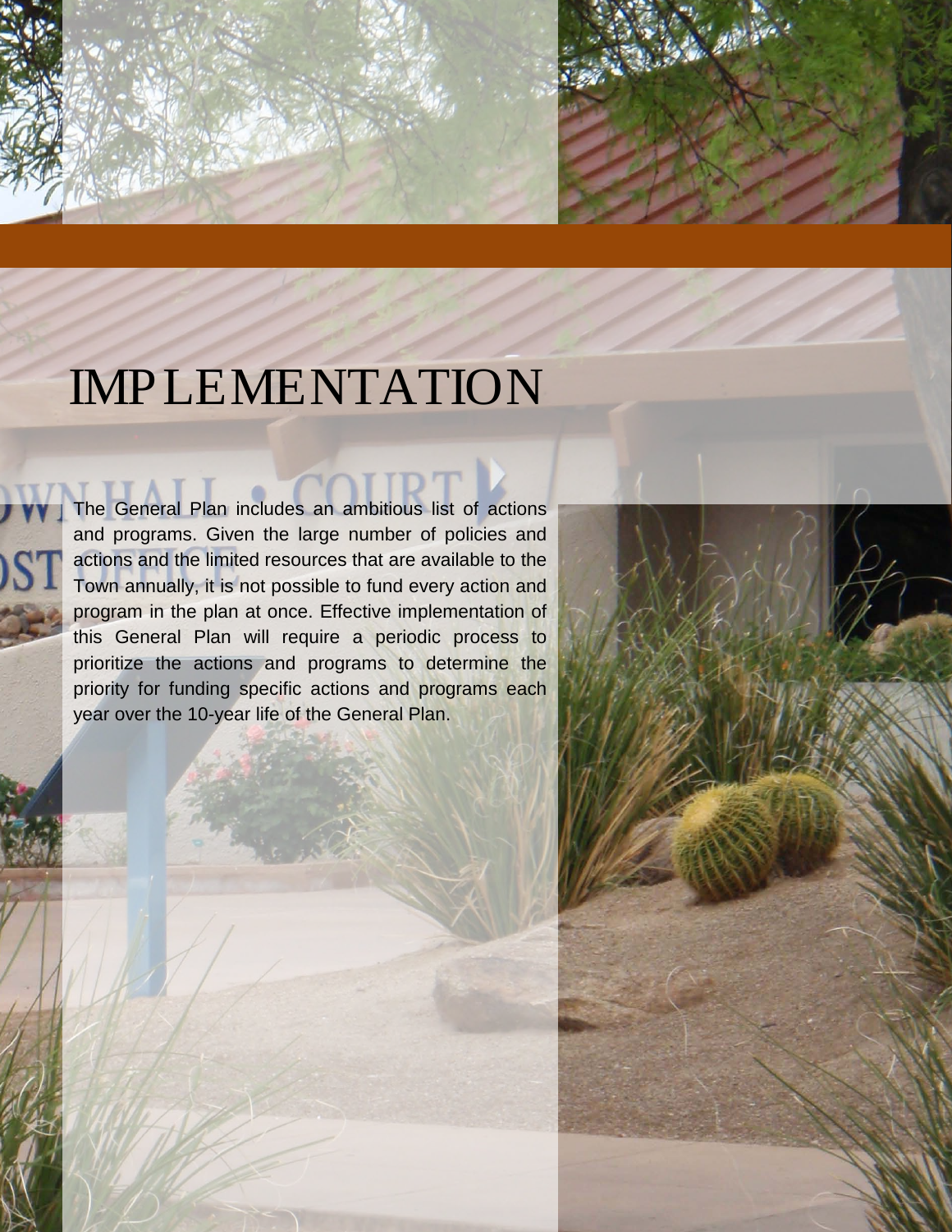# IMPLEMENTATION

The General Plan includes an ambitious list of actions and programs. Given the large number of policies and actions and the limited resources that are available to the Town annually, it is not possible to fund every action and program in the plan at once. Effective implementation of this General Plan will require a periodic process to prioritize the actions and programs to determine the priority for funding specific actions and programs each year over the 10-year life of the General Plan.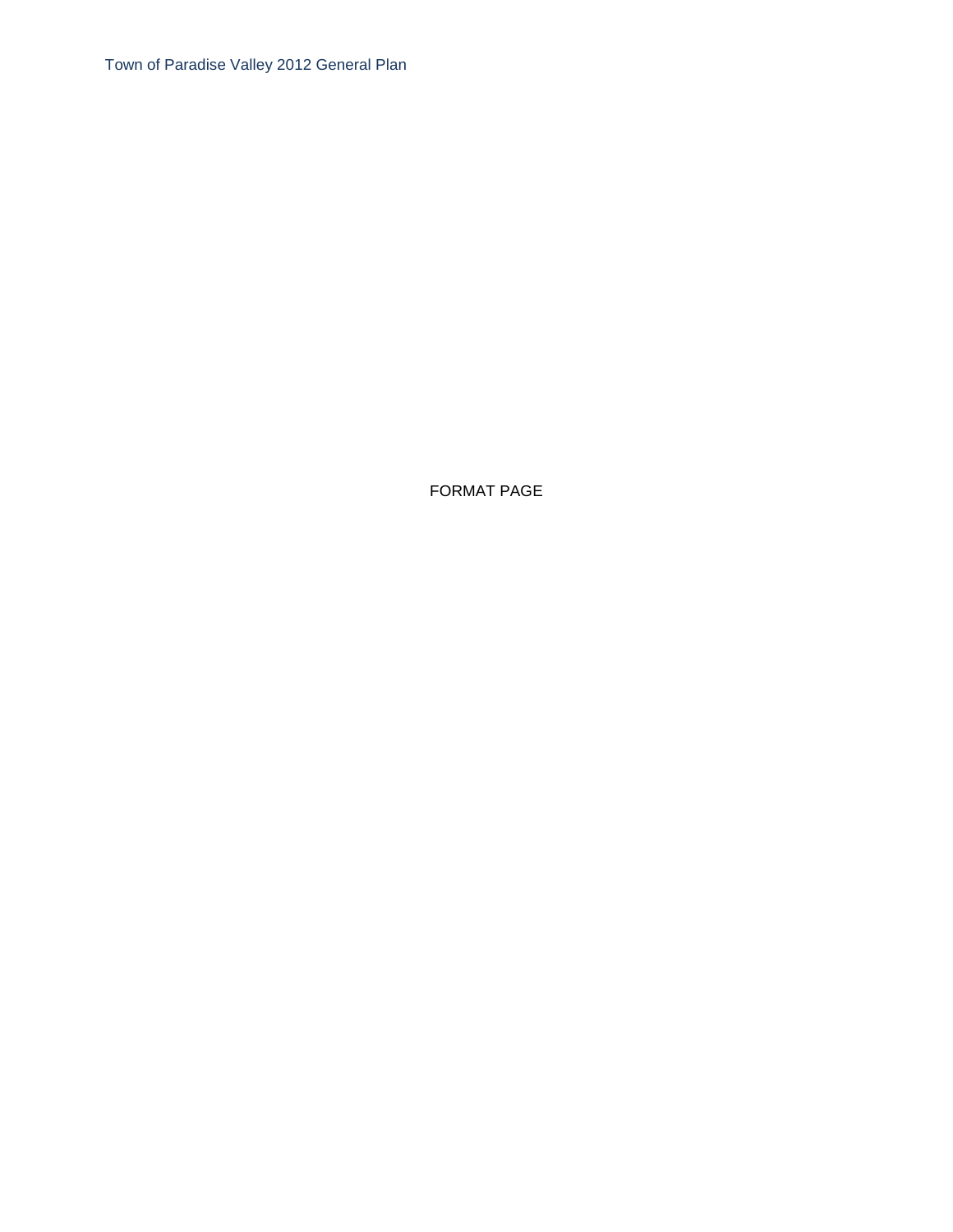FORMAT PAGE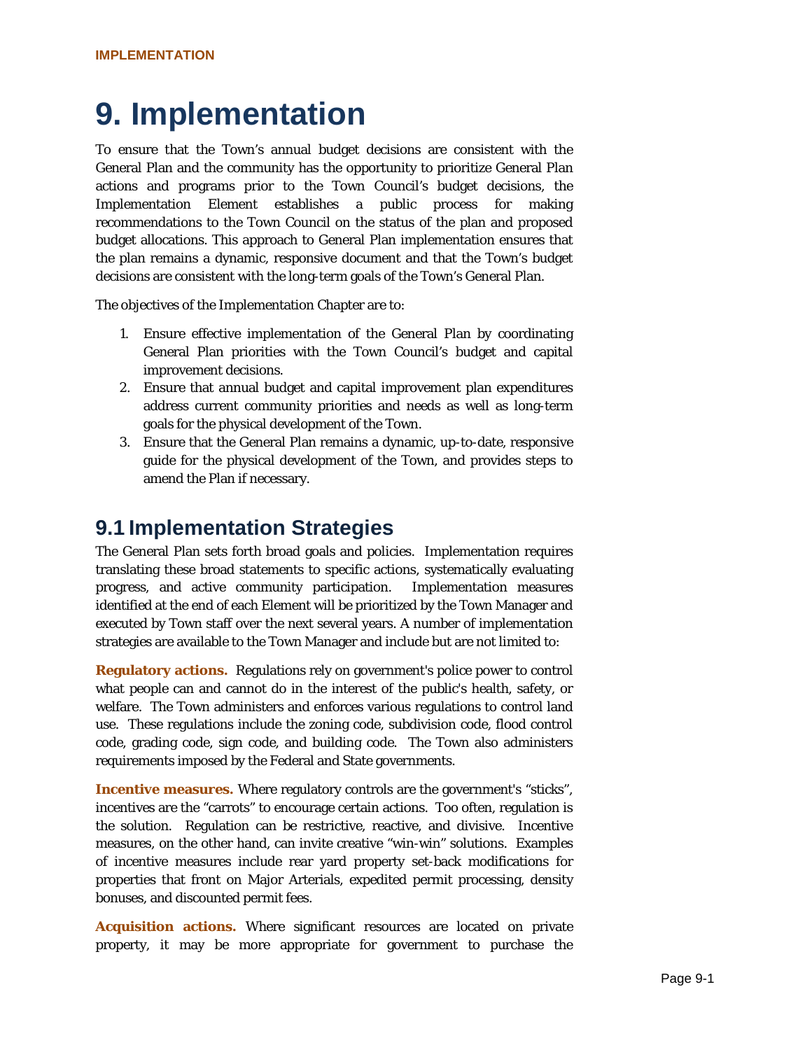// Running header "IMPLEMENTATION" and page number "Page 9-1" omitted per rules.
# 9. Implementation

To ensure that the Town's annual budget decisions are consistent with the General Plan and the community has the opportunity to prioritize General Plan actions and programs prior to the Town Council's budget decisions, the Implementation Element establishes a public process for making recommendations to the Town Council on the status of the plan and proposed budget allocations. This approach to General Plan implementation ensures that the plan remains a dynamic, responsive document and that the Town's budget decisions are consistent with the long-term goals of the Town's General Plan.

The objectives of the Implementation Chapter are to:

1. Ensure effective implementation of the General Plan by coordinating General Plan priorities with the Town Council's budget and capital improvement decisions.
2. Ensure that annual budget and capital improvement plan expenditures address current community priorities and needs as well as long-term goals for the physical development of the Town.
3. Ensure that the General Plan remains a dynamic, up-to-date, responsive guide for the physical development of the Town, and provides steps to amend the Plan if necessary.

## 9.1 Implementation Strategies

The General Plan sets forth broad goals and policies. Implementation requires translating these broad statements to specific actions, systematically evaluating progress, and active community participation. Implementation measures identified at the end of each Element will be prioritized by the Town Manager and executed by Town staff over the next several years. A number of implementation strategies are available to the Town Manager and include but are not limited to:

**Regulatory actions.** Regulations rely on government's police power to control what people can and cannot do in the interest of the public's health, safety, or welfare. The Town administers and enforces various regulations to control land use. These regulations include the zoning code, subdivision code, flood control code, grading code, sign code, and building code. The Town also administers requirements imposed by the Federal and State governments.

**Incentive measures.** Where regulatory controls are the government's "sticks", incentives are the "carrots" to encourage certain actions. Too often, regulation is the solution. Regulation can be restrictive, reactive, and divisive. Incentive measures, on the other hand, can invite creative "win-win" solutions. Examples of incentive measures include rear yard property set-back modifications for properties that front on Major Arterials, expedited permit processing, density bonuses, and discounted permit fees.

**Acquisition actions.** Where significant resources are located on private property, it may be more appropriate for government to purchase the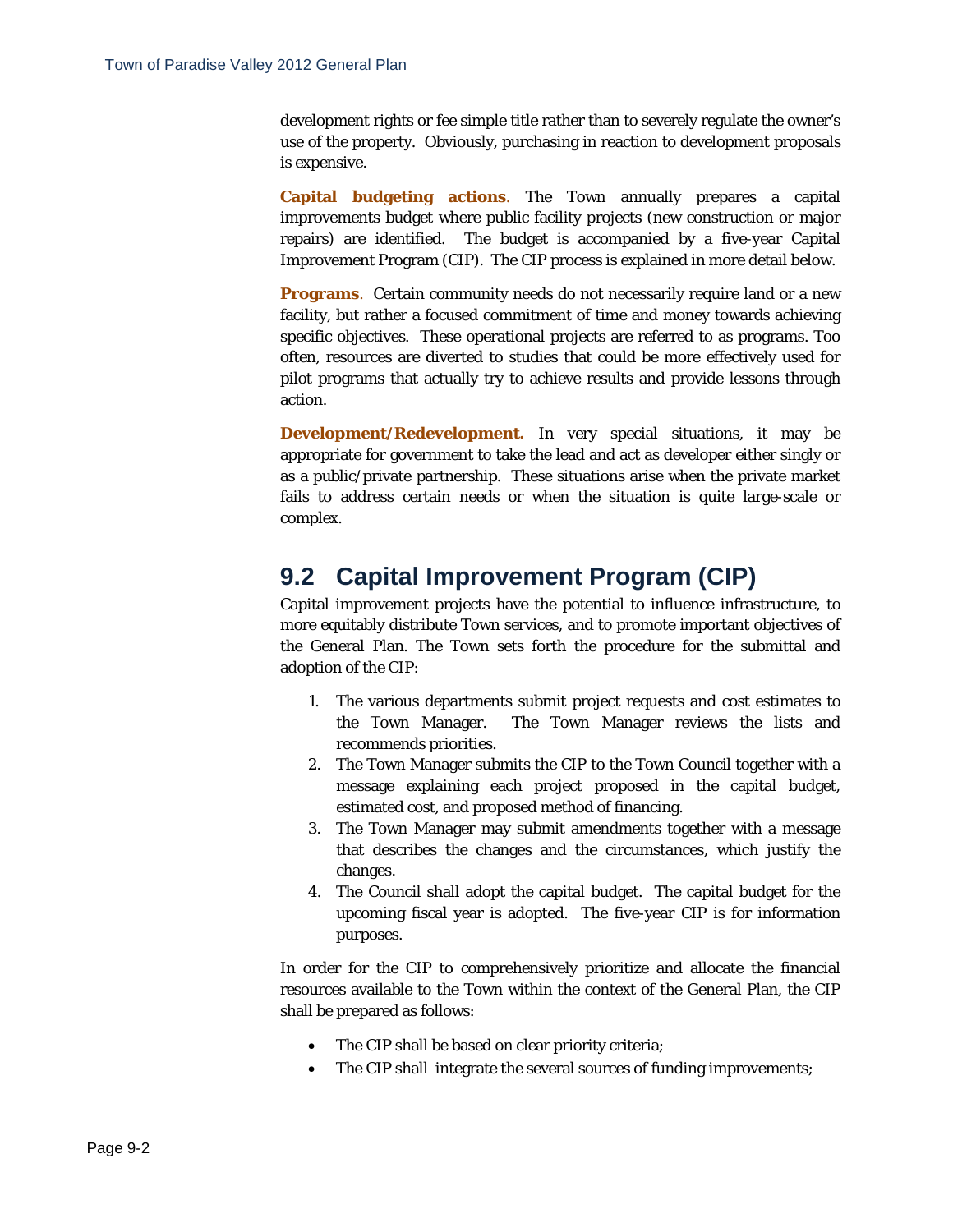development rights or fee simple title rather than to severely regulate the owner's use of the property. Obviously, purchasing in reaction to development proposals is expensive.

**Capital budgeting actions**. The Town annually prepares a capital improvements budget where public facility projects (new construction or major repairs) are identified. The budget is accompanied by a five-year Capital Improvement Program (CIP). The CIP process is explained in more detail below.

**Programs**. Certain community needs do not necessarily require land or a new facility, but rather a focused commitment of time and money towards achieving specific objectives. These operational projects are referred to as programs. Too often, resources are diverted to studies that could be more effectively used for pilot programs that actually try to achieve results and provide lessons through action.

**Development/Redevelopment.** In very special situations, it may be appropriate for government to take the lead and act as developer either singly or as a public/private partnership. These situations arise when the private market fails to address certain needs or when the situation is quite large-scale or complex.

## 9.2 Capital Improvement Program (CIP)

Capital improvement projects have the potential to influence infrastructure, to more equitably distribute Town services, and to promote important objectives of the General Plan. The Town sets forth the procedure for the submittal and adoption of the CIP:

1. The various departments submit project requests and cost estimates to the Town Manager. The Town Manager reviews the lists and recommends priorities.
2. The Town Manager submits the CIP to the Town Council together with a message explaining each project proposed in the capital budget, estimated cost, and proposed method of financing.
3. The Town Manager may submit amendments together with a message that describes the changes and the circumstances, which justify the changes.
4. The Council shall adopt the capital budget. The capital budget for the upcoming fiscal year is adopted. The five-year CIP is for information purposes.

In order for the CIP to comprehensively prioritize and allocate the financial resources available to the Town within the context of the General Plan, the CIP shall be prepared as follows:

- The CIP shall be based on clear priority criteria;
- The CIP shall integrate the several sources of funding improvements;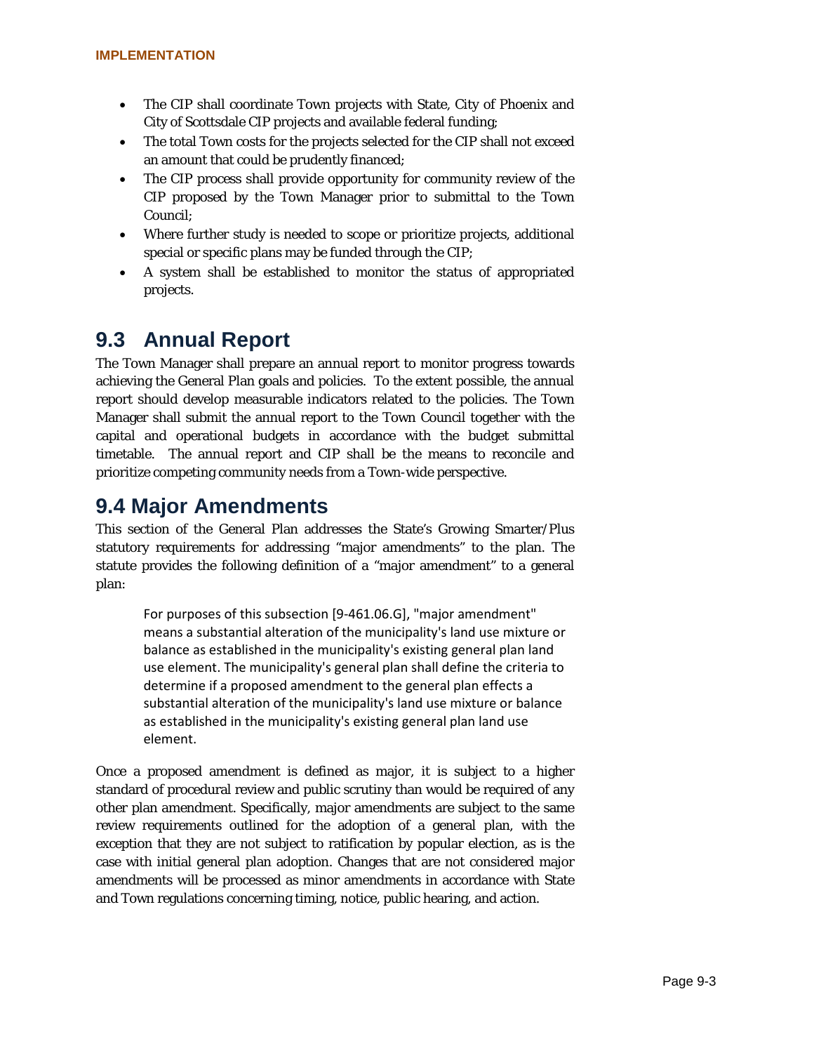- The CIP shall coordinate Town projects with State, City of Phoenix and City of Scottsdale CIP projects and available federal funding;
- The total Town costs for the projects selected for the CIP shall not exceed an amount that could be prudently financed;
- The CIP process shall provide opportunity for community review of the CIP proposed by the Town Manager prior to submittal to the Town Council;
- Where further study is needed to scope or prioritize projects, additional special or specific plans may be funded through the CIP;
- A system shall be established to monitor the status of appropriated projects.

## 9.3 Annual Report

The Town Manager shall prepare an annual report to monitor progress towards achieving the General Plan goals and policies. To the extent possible, the annual report should develop measurable indicators related to the policies. The Town Manager shall submit the annual report to the Town Council together with the capital and operational budgets in accordance with the budget submittal timetable. The annual report and CIP shall be the means to reconcile and prioritize competing community needs from a Town-wide perspective.

## 9.4 Major Amendments

This section of the General Plan addresses the State's Growing Smarter/Plus statutory requirements for addressing "major amendments" to the plan. The statute provides the following definition of a "major amendment" to a general plan:

> For purposes of this subsection [9-461.06.G], "major amendment" means a substantial alteration of the municipality's land use mixture or balance as established in the municipality's existing general plan land use element. The municipality's general plan shall define the criteria to determine if a proposed amendment to the general plan effects a substantial alteration of the municipality's land use mixture or balance as established in the municipality's existing general plan land use element.

Once a proposed amendment is defined as major, it is subject to a higher standard of procedural review and public scrutiny than would be required of any other plan amendment. Specifically, major amendments are subject to the same review requirements outlined for the adoption of a general plan, with the exception that they are not subject to ratification by popular election, as is the case with initial general plan adoption. Changes that are not considered major amendments will be processed as minor amendments in accordance with State and Town regulations concerning timing, notice, public hearing, and action.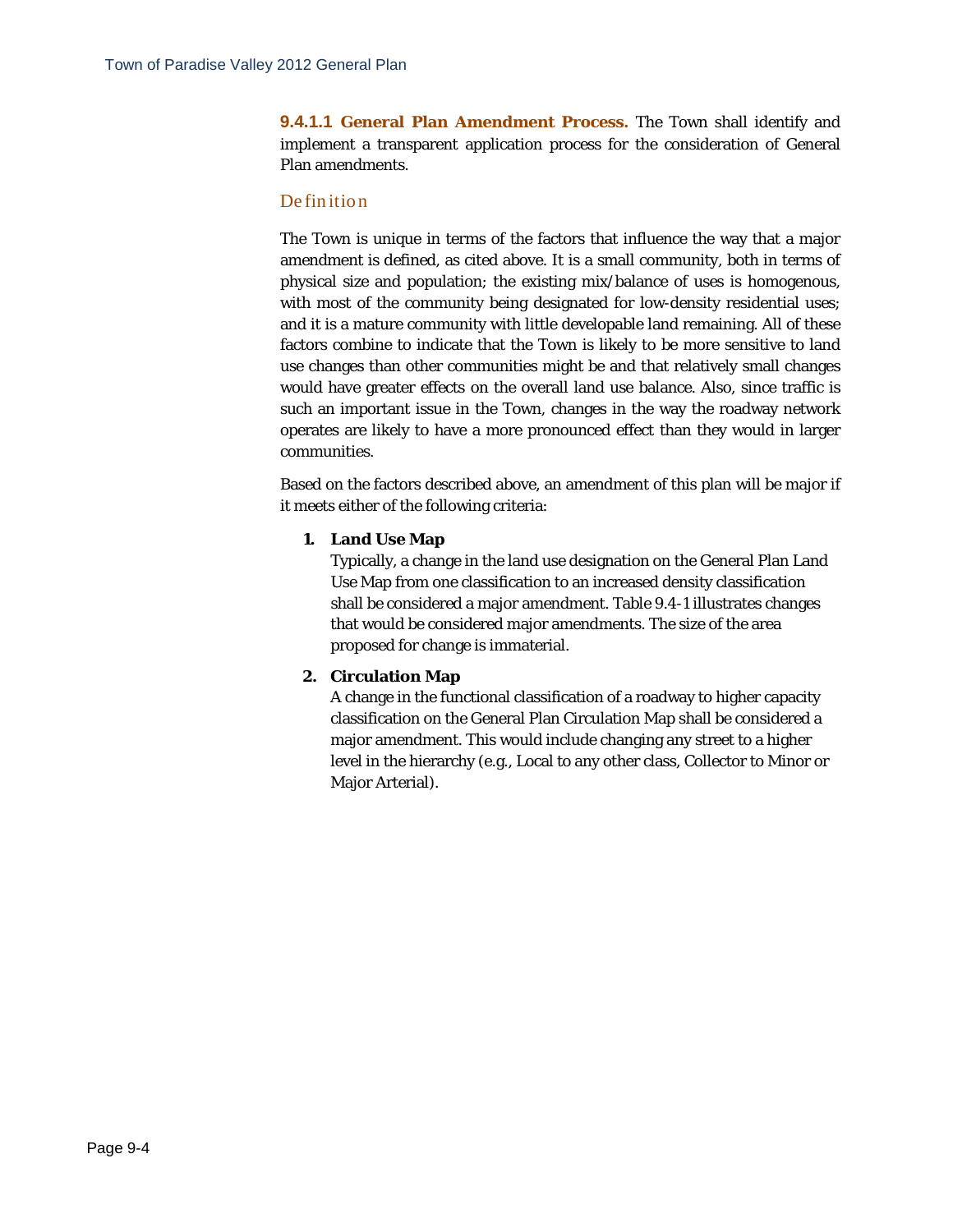**9.4.1.1 General Plan Amendment Process.** The Town shall identify and implement a transparent application process for the consideration of General Plan amendments.

### Definition

The Town is unique in terms of the factors that influence the way that a major amendment is defined, as cited above. It is a small community, both in terms of physical size and population; the existing mix/balance of uses is homogenous, with most of the community being designated for low-density residential uses; and it is a mature community with little developable land remaining. All of these factors combine to indicate that the Town is likely to be more sensitive to land use changes than other communities might be and that relatively small changes would have greater effects on the overall land use balance. Also, since traffic is such an important issue in the Town, changes in the way the roadway network operates are likely to have a more pronounced effect than they would in larger communities.

Based on the factors described above, an amendment of this plan will be major if it meets either of the following criteria:

1. **Land Use Map**
   Typically, a change in the land use designation on the General Plan Land Use Map from one classification to an increased density classification shall be considered a major amendment. Table 9.4-1 illustrates changes that would be considered major amendments. The size of the area proposed for change is immaterial.

2. **Circulation Map**
   A change in the functional classification of a roadway to higher capacity classification on the General Plan Circulation Map shall be considered a major amendment. This would include changing any street to a higher level in the hierarchy (e.g., Local to any other class, Collector to Minor or Major Arterial).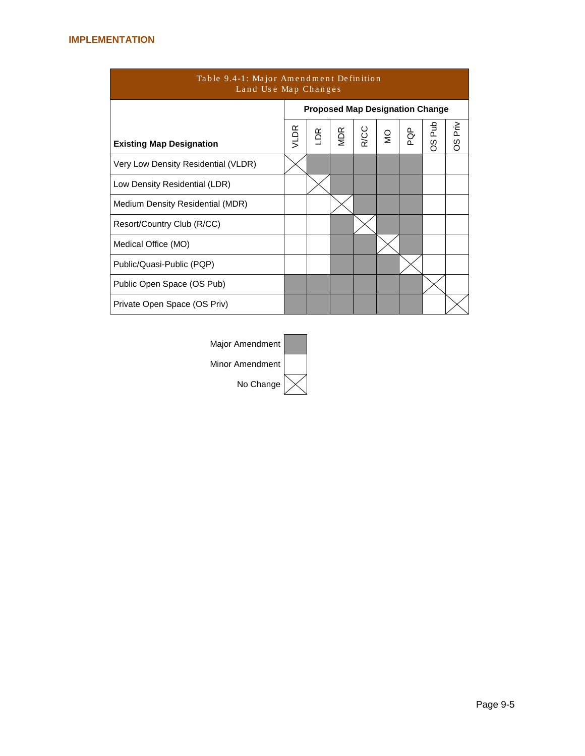**Table 9.4-1: Major Amendment Definition**
**Land Use Map Changes**

| Existing Map Designation | Proposed Map Designation Change | | | | | | | |
|---|---|---|---|---|---|---|---|---|
| | VLDR | LDR | MDR | R/CC | MO | PQP | OS Pub | OS Priv |
| Very Low Density Residential (VLDR) | No Change | Major Amendment | Major Amendment | Major Amendment | Major Amendment | Major Amendment | Minor Amendment | Minor Amendment |
| Low Density Residential (LDR) | Minor Amendment | No Change | Major Amendment | Major Amendment | Major Amendment | Major Amendment | Minor Amendment | Minor Amendment |
| Medium Density Residential (MDR) | Minor Amendment | Minor Amendment | No Change | Major Amendment | Major Amendment | Major Amendment | Minor Amendment | Minor Amendment |
| Resort/Country Club (R/CC) | Minor Amendment | Minor Amendment | Major Amendment | No Change | Major Amendment | Major Amendment | Minor Amendment | Minor Amendment |
| Medical Office (MO) | Minor Amendment | Minor Amendment | Major Amendment | Major Amendment | No Change | Major Amendment | Minor Amendment | Minor Amendment |
| Public/Quasi-Public (PQP) | Minor Amendment | Minor Amendment | Major Amendment | Major Amendment | Major Amendment | No Change | Minor Amendment | Minor Amendment |
| Public Open Space (OS Pub) | Major Amendment | Major Amendment | Major Amendment | Major Amendment | Major Amendment | Major Amendment | No Change | Minor Amendment |
| Private Open Space (OS Priv) | Major Amendment | Major Amendment | Major Amendment | Major Amendment | Major Amendment | Major Amendment | Minor Amendment | No Change |

Major Amendment

Minor Amendment

No Change